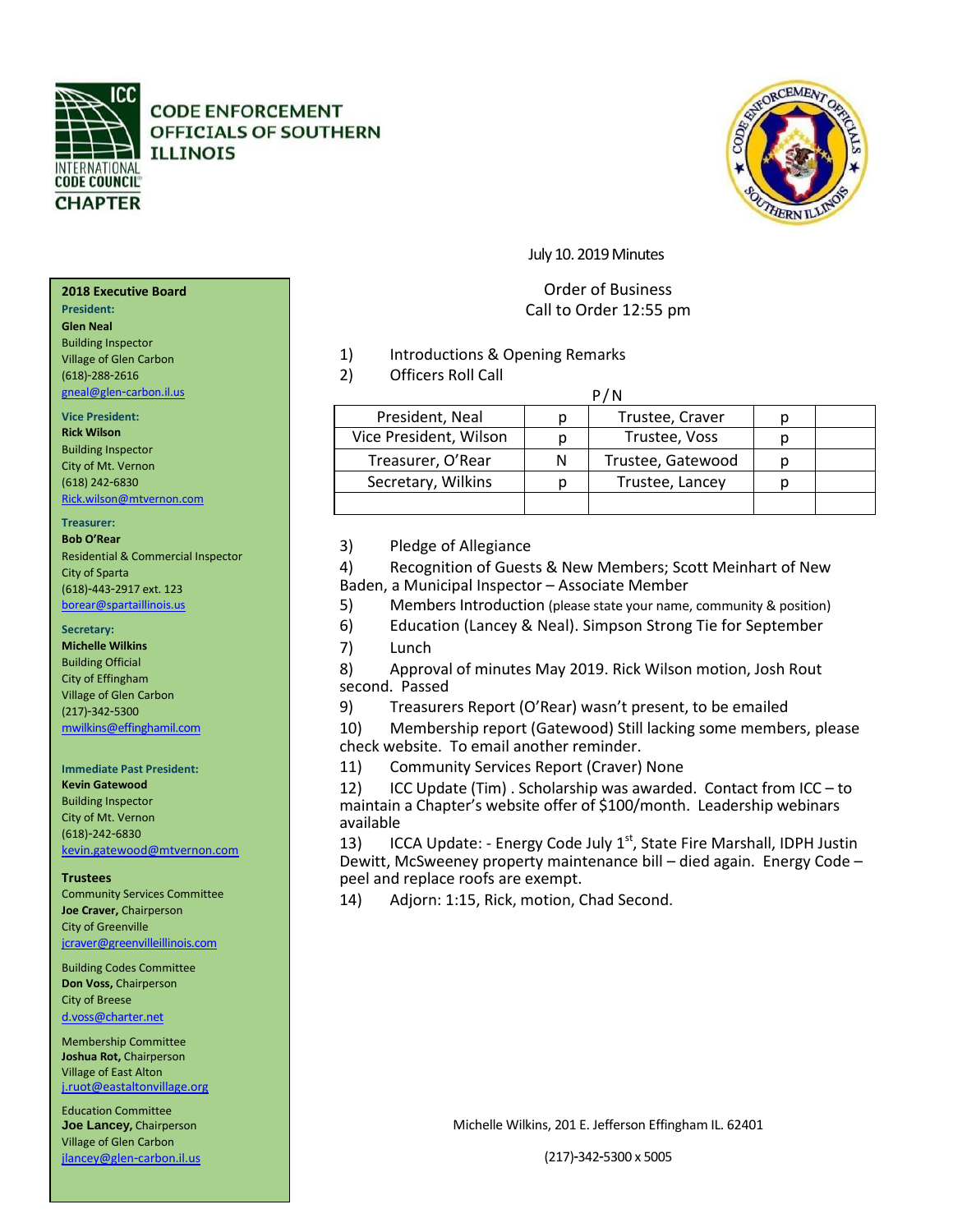# CODE ENFORCEMENT OFFICIALS OF SOUTHERN ILLINOIS

INTERNATIONAL CODE COUNCIL CHAPTER

July 10. 2019 Minutes

Order of Business
Call to Order 12:55 pm

1) Introductions & Opening Remarks
2) Officers Roll Call

| | P / N | | | |
|---|---|---|---|---|
| President, Neal | p | Trustee, Craver | p | |
| Vice President, Wilson | p | Trustee, Voss | p | |
| Treasurer, O'Rear | N | Trustee, Gatewood | p | |
| Secretary, Wilkins | p | Trustee, Lancey | p | |
| | | | | |

3) Pledge of Allegiance
4) Recognition of Guests & New Members; Scott Meinhart of New Baden, a Municipal Inspector – Associate Member
5) Members Introduction (please state your name, community & position)
6) Education (Lancey & Neal). Simpson Strong Tie for September
7) Lunch
8) Approval of minutes May 2019. Rick Wilson motion, Josh Rout second. Passed
9) Treasurers Report (O'Rear) wasn't present, to be emailed
10) Membership report (Gatewood) Still lacking some members, please check website. To email another reminder.
11) Community Services Report (Craver) None
12) ICC Update (Tim) . Scholarship was awarded. Contact from ICC – to maintain a Chapter's website offer of $100/month. Leadership webinars available
13) ICCA Update: - Energy Code July 1st, State Fire Marshall, IDPH Justin Dewitt, McSweeney property maintenance bill – died again. Energy Code – peel and replace roofs are exempt.
14) Adjorn: 1:15, Rick, motion, Chad Second.

**2018 Executive Board**

**President:**
**Glen Neal**
Building Inspector
Village of Glen Carbon
(618)-288-2616
gneal@glen-carbon.il.us

**Vice President:**
**Rick Wilson**
Building Inspector
City of Mt. Vernon
(618) 242-6830
Rick.wilson@mtvernon.com

**Treasurer:**
**Bob O'Rear**
Residential & Commercial Inspector
City of Sparta
(618)-443-2917 ext. 123
borear@spartaillinois.us

**Secretary:**
**Michelle Wilkins**
Building Official
City of Effingham
Village of Glen Carbon
(217)-342-5300
mwilkins@effinghamil.com

**Immediate Past President:**
**Kevin Gatewood**
Building Inspector
City of Mt. Vernon
(618)-242-6830
kevin.gatewood@mtvernon.com

**Trustees**

Community Services Committee
**Joe Craver,** Chairperson
City of Greenville
jcraver@greenvilleillinois.com

Building Codes Committee
**Don Voss,** Chairperson
City of Breese
d.voss@charter.net

Membership Committee
**Joshua Rot,** Chairperson
Village of East Alton
j.ruot@eastaltonvillage.org

Education Committee
**Joe Lancey,** Chairperson
Village of Glen Carbon
jlancey@glen-carbon.il.us

Michelle Wilkins, 201 E. Jefferson Effingham IL. 62401

(217)-342-5300 x 5005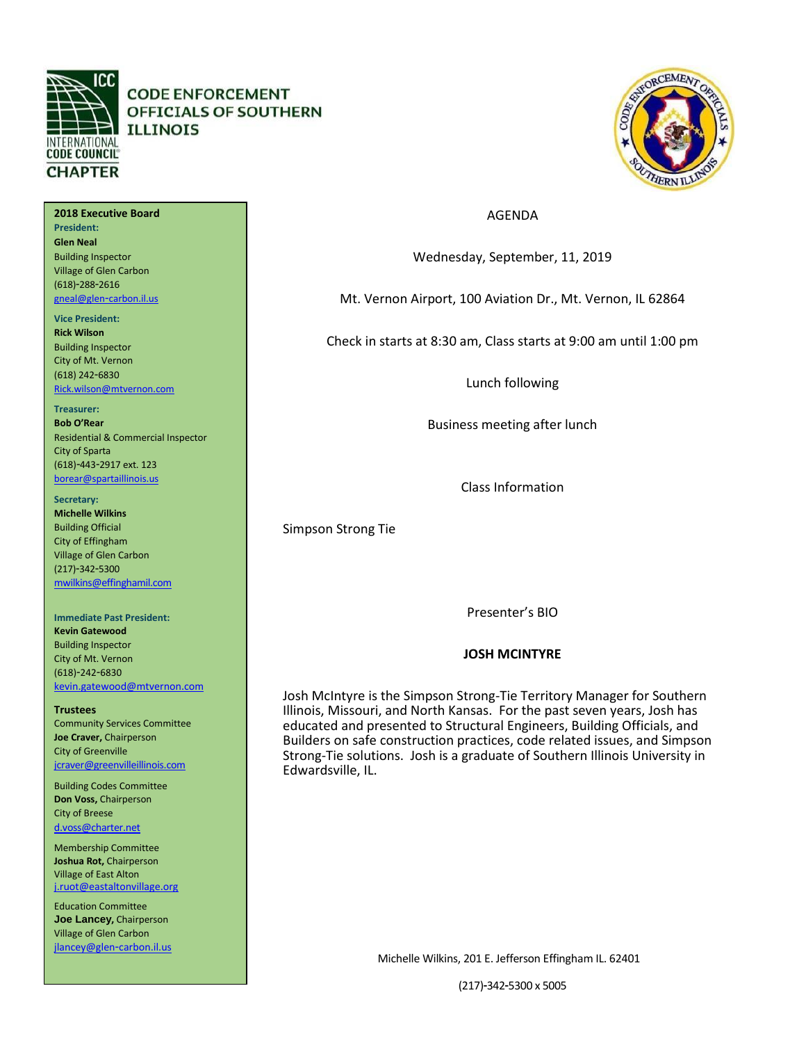**CODE ENFORCEMENT OFFICIALS OF SOUTHERN ILLINOIS**

INTERNATIONAL CODE COUNCIL CHAPTER

**2018 Executive Board**

**President:**
**Glen Neal**
Building Inspector
Village of Glen Carbon
(618)-288-2616
gneal@glen-carbon.il.us

**Vice President:**
**Rick Wilson**
Building Inspector
City of Mt. Vernon
(618) 242-6830
Rick.wilson@mtvernon.com

**Treasurer:**
**Bob O'Rear**
Residential & Commercial Inspector
City of Sparta
(618)-443-2917 ext. 123
borear@spartaillinois.us

**Secretary:**
**Michelle Wilkins**
Building Official
City of Effingham
Village of Glen Carbon
(217)-342-5300
mwilkins@effinghamil.com

**Immediate Past President:**
**Kevin Gatewood**
Building Inspector
City of Mt. Vernon
(618)-242-6830
kevin.gatewood@mtvernon.com

**Trustees**

Community Services Committee
**Joe Craver,** Chairperson
City of Greenville
jcraver@greenvilleillinois.com

Building Codes Committee
**Don Voss,** Chairperson
City of Breese
d.voss@charter.net

Membership Committee
**Joshua Rot,** Chairperson
Village of East Alton
j.ruot@eastaltonvillage.org

Education Committee
**Joe Lancey,** Chairperson
Village of Glen Carbon
jlancey@glen-carbon.il.us

AGENDA

Wednesday, September, 11, 2019

Mt. Vernon Airport, 100 Aviation Dr., Mt. Vernon, IL 62864

Check in starts at 8:30 am, Class starts at 9:00 am until 1:00 pm

Lunch following

Business meeting after lunch

Class Information

Simpson Strong Tie

Presenter's BIO

**JOSH MCINTYRE**

Josh McIntyre is the Simpson Strong-Tie Territory Manager for Southern Illinois, Missouri, and North Kansas. For the past seven years, Josh has educated and presented to Structural Engineers, Building Officials, and Builders on safe construction practices, code related issues, and Simpson Strong-Tie solutions. Josh is a graduate of Southern Illinois University in Edwardsville, IL.

Michelle Wilkins, 201 E. Jefferson Effingham IL. 62401

(217)-342-5300 x 5005